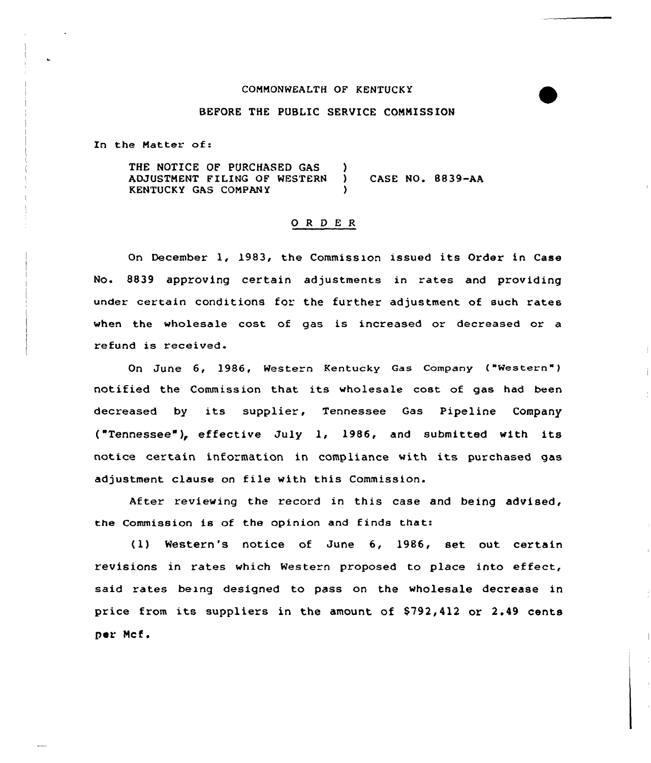COMMONWEALTH OF KENTUCKY

BEFORE THE PUBLIC SERVICE COMMISSION

In the Matter of:

THE NOTICE OF PURCHASED GAS ADJUSTMENT FILING OF WESTERN KENTUCKY GAS COMPANY ) CASE NO. 8839-AA

## O R D E R

On December 1, 1983, the Commission issued its Order in Case No. 8839 approving certain adjustments in rates and providing under certain conditions for the further adjustment of such rates when the wholesale cost of gas is increased or decreased or a refund is received.

On June 6, 1986, Western Kentucky Gas Company ("Western") notified the Commission that its wholesale cost of gas had been decreased by its supplier, Tennessee Gas Pipeline Company ("Tennessee"), effective July 1, 1986, and submitted with its notice certain information in compliance with its purchased gas adjustment clause on file with this Commission.

After reviewing the record in this case and being advised, the Commission is of the opinion and finds that:

(1) Western's notice of June 6, 1986, set out certain revisions in rates which Western proposed to place into effect, said rates being designed to pass on the wholesale decrease in price from its suppliers in the amount of $792,412 or 2.49 cents per Mcf.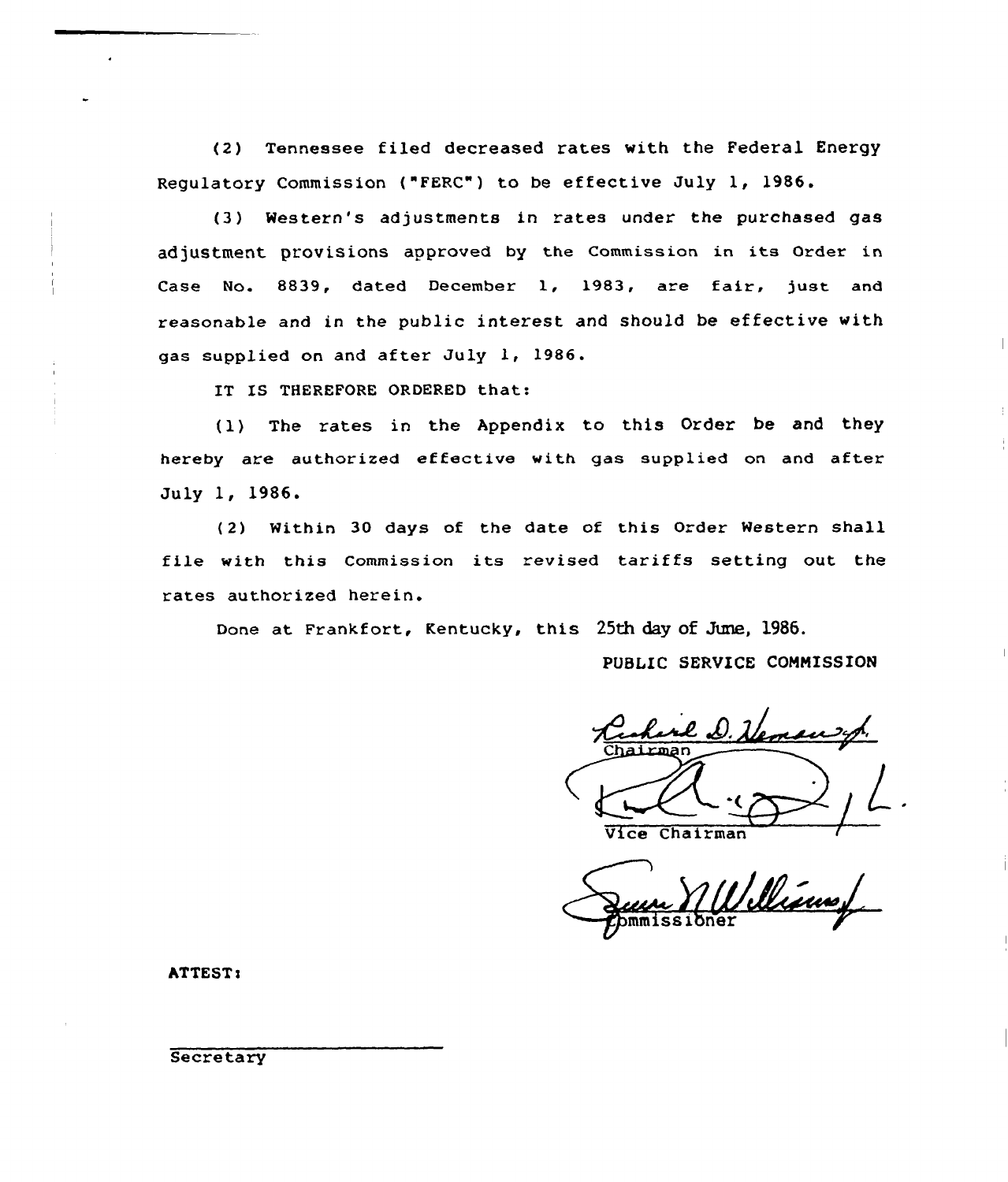(2) Tennessee filed decreased rates with the Federal Energy Regulatory Commission ("FERC") to be effective July 1, 1986.

(3) Western's adjustments in rates under the purchased gas adjustment provisions approved by the Commission in its Order in Case No. 8839, dated December 1, 1983, are fair, just and reasonable and in the public interest and should be effective with gas supplied on and after July 1, 1986.

IT IS THEREFORE ORDERED that:

(1) The rates in the Appendix to this Order be and they hereby are authorized effective with gas supplied on and after July 1, 1986.

(2) Within 30 days of the date of this Order Western shall file with this Commission its revised tariffs setting out the rates authorized herein.

Done at Frankfort, Kentucky, this 25th day of June, 1986.

PUBLIC SERVICE COMMISSION

Chairman

Vice Chairman

Commissioner

ATTEST:

Secretary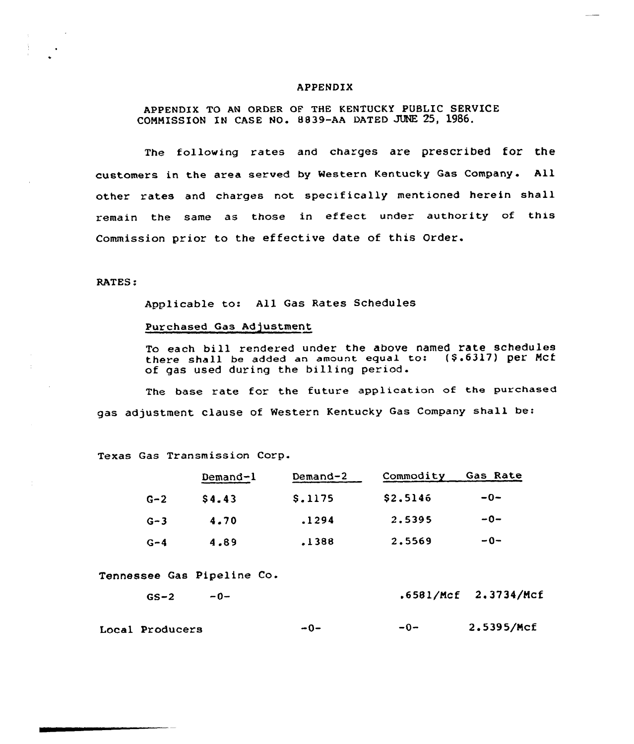# APPENDIX

APPENDIX TO AN ORDER OF THE KENTUCKY PUBLIC SERVICE COMMISSION IN CASE NO. 8839-AA DATED JUNE 25, 1986.

The following rates and charges are prescribed for the customers in the area served by Western Kentucky Gas Company. All other rates and charges not specifically mentioned herein shall remain the same as those in effect under authority of this Commission prior to the effective date of this Order.

RATES:

Applicable to: All Gas Rates Schedules

Purchased Gas Adjustment

To each bill rendered under the above named rate schedules there shall be added an amount equal to: ($.6317) per Mcf of gas used during the billing period.

The base rate for the future application of the purchased gas adjustment clause of Western Kentucky Gas Company shall be:

Texas Gas Transmission Corp.

| | Demand-1 | Demand-2 | Commodity | Gas Rate |
|---|---|---|---|---|
| G-2 | $4.43 | $.1175 | $2.5146 | -0- |
| G-3 | 4.70 | .1294 | 2.5395 | -0- |
| G-4 | 4.89 | .1388 | 2.5569 | -0- |

Tennessee Gas Pipeline Co.

| | | | | |
|---|---|---|---|---|
| GS-2 | -0- | | .6581/Mcf | 2.3734/Mcf |
| Local Producers | | -0- | -0- | 2.5395/Mcf |